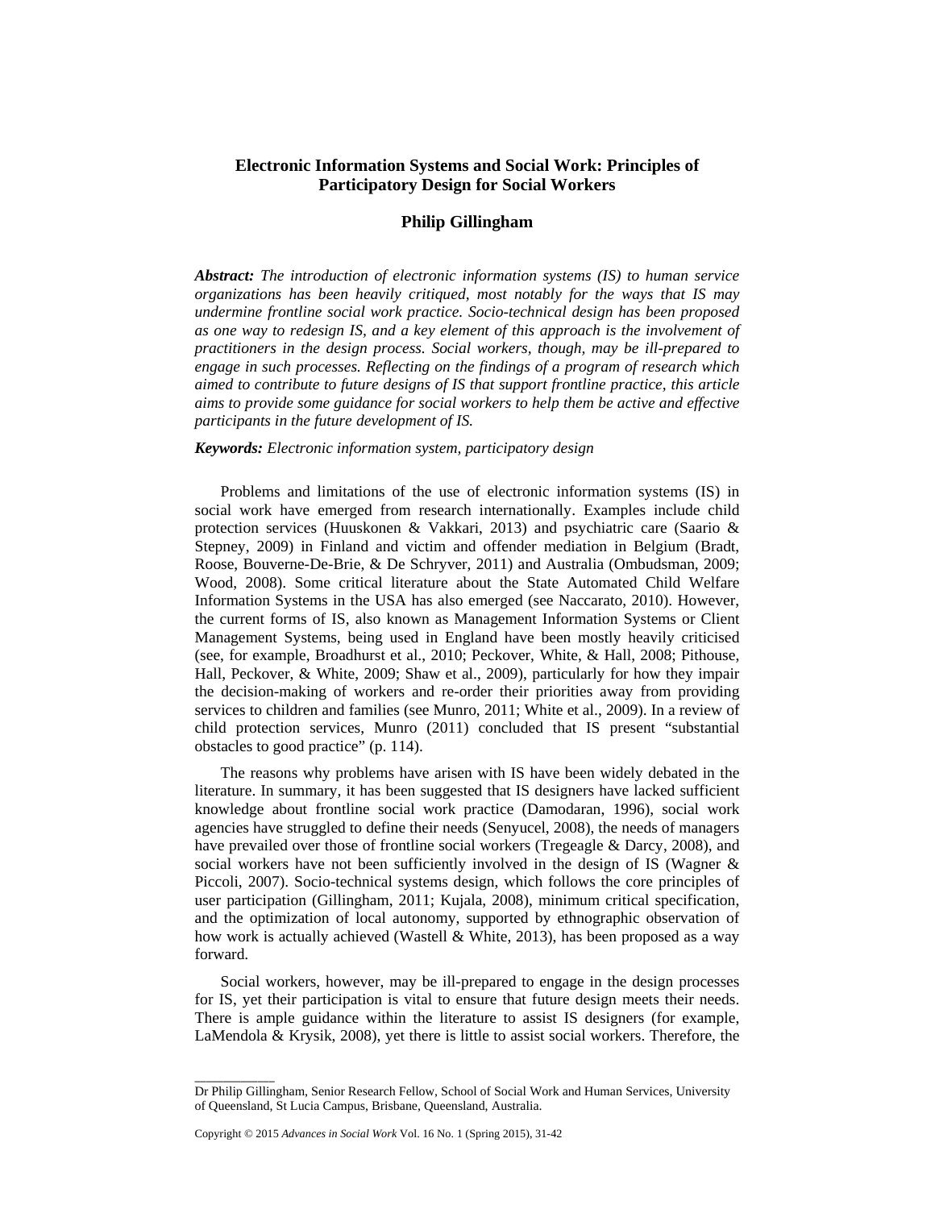# Electronic Information Systems and Social Work: Principles of Participatory Design for Social Workers

**Philip Gillingham**

***Abstract:*** *The introduction of electronic information systems (IS) to human service organizations has been heavily critiqued, most notably for the ways that IS may undermine frontline social work practice. Socio-technical design has been proposed as one way to redesign IS, and a key element of this approach is the involvement of practitioners in the design process. Social workers, though, may be ill-prepared to engage in such processes. Reflecting on the findings of a program of research which aimed to contribute to future designs of IS that support frontline practice, this article aims to provide some guidance for social workers to help them be active and effective participants in the future development of IS.*

***Keywords:*** *Electronic information system, participatory design*

Problems and limitations of the use of electronic information systems (IS) in social work have emerged from research internationally. Examples include child protection services (Huuskonen & Vakkari, 2013) and psychiatric care (Saario & Stepney, 2009) in Finland and victim and offender mediation in Belgium (Bradt, Roose, Bouverne-De-Brie, & De Schryver, 2011) and Australia (Ombudsman, 2009; Wood, 2008). Some critical literature about the State Automated Child Welfare Information Systems in the USA has also emerged (see Naccarato, 2010). However, the current forms of IS, also known as Management Information Systems or Client Management Systems, being used in England have been mostly heavily criticised (see, for example, Broadhurst et al., 2010; Peckover, White, & Hall, 2008; Pithouse, Hall, Peckover, & White, 2009; Shaw et al., 2009), particularly for how they impair the decision-making of workers and re-order their priorities away from providing services to children and families (see Munro, 2011; White et al., 2009). In a review of child protection services, Munro (2011) concluded that IS present "substantial obstacles to good practice" (p. 114).

The reasons why problems have arisen with IS have been widely debated in the literature. In summary, it has been suggested that IS designers have lacked sufficient knowledge about frontline social work practice (Damodaran, 1996), social work agencies have struggled to define their needs (Senyucel, 2008), the needs of managers have prevailed over those of frontline social workers (Tregeagle & Darcy, 2008), and social workers have not been sufficiently involved in the design of IS (Wagner & Piccoli, 2007). Socio-technical systems design, which follows the core principles of user participation (Gillingham, 2011; Kujala, 2008), minimum critical specification, and the optimization of local autonomy, supported by ethnographic observation of how work is actually achieved (Wastell & White, 2013), has been proposed as a way forward.

Social workers, however, may be ill-prepared to engage in the design processes for IS, yet their participation is vital to ensure that future design meets their needs. There is ample guidance within the literature to assist IS designers (for example, LaMendola & Krysik, 2008), yet there is little to assist social workers. Therefore, the

---

Dr Philip Gillingham, Senior Research Fellow, School of Social Work and Human Services, University of Queensland, St Lucia Campus, Brisbane, Queensland, Australia.

Copyright © 2015 *Advances in Social Work* Vol. 16 No. 1 (Spring 2015), 31-42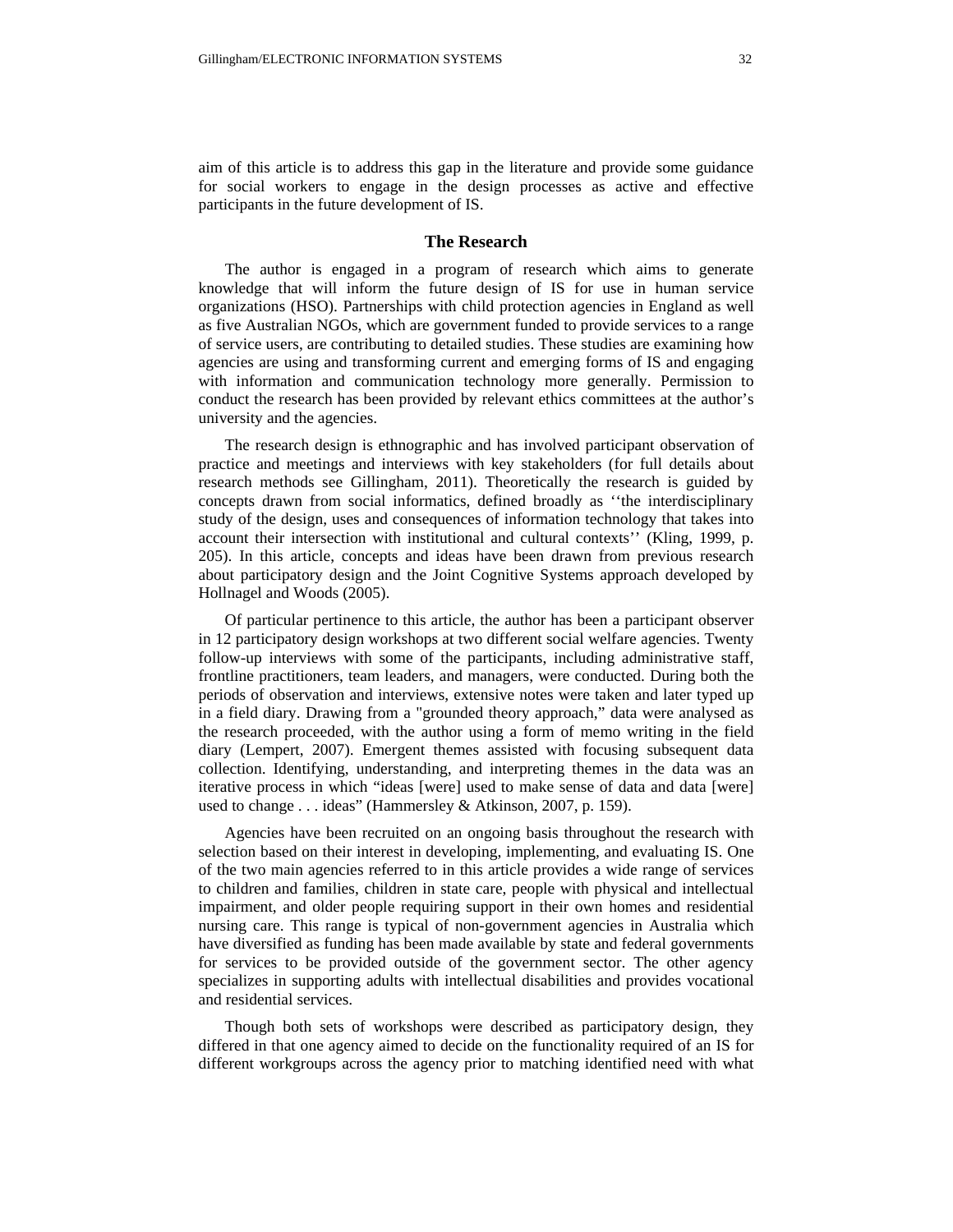aim of this article is to address this gap in the literature and provide some guidance for social workers to engage in the design processes as active and effective participants in the future development of IS.

## The Research

The author is engaged in a program of research which aims to generate knowledge that will inform the future design of IS for use in human service organizations (HSO). Partnerships with child protection agencies in England as well as five Australian NGOs, which are government funded to provide services to a range of service users, are contributing to detailed studies. These studies are examining how agencies are using and transforming current and emerging forms of IS and engaging with information and communication technology more generally. Permission to conduct the research has been provided by relevant ethics committees at the author's university and the agencies.

The research design is ethnographic and has involved participant observation of practice and meetings and interviews with key stakeholders (for full details about research methods see Gillingham, 2011). Theoretically the research is guided by concepts drawn from social informatics, defined broadly as ''the interdisciplinary study of the design, uses and consequences of information technology that takes into account their intersection with institutional and cultural contexts'' (Kling, 1999, p. 205). In this article, concepts and ideas have been drawn from previous research about participatory design and the Joint Cognitive Systems approach developed by Hollnagel and Woods (2005).

Of particular pertinence to this article, the author has been a participant observer in 12 participatory design workshops at two different social welfare agencies. Twenty follow-up interviews with some of the participants, including administrative staff, frontline practitioners, team leaders, and managers, were conducted. During both the periods of observation and interviews, extensive notes were taken and later typed up in a field diary. Drawing from a "grounded theory approach," data were analysed as the research proceeded, with the author using a form of memo writing in the field diary (Lempert, 2007). Emergent themes assisted with focusing subsequent data collection. Identifying, understanding, and interpreting themes in the data was an iterative process in which "ideas [were] used to make sense of data and data [were] used to change . . . ideas" (Hammersley & Atkinson, 2007, p. 159).

Agencies have been recruited on an ongoing basis throughout the research with selection based on their interest in developing, implementing, and evaluating IS. One of the two main agencies referred to in this article provides a wide range of services to children and families, children in state care, people with physical and intellectual impairment, and older people requiring support in their own homes and residential nursing care. This range is typical of non-government agencies in Australia which have diversified as funding has been made available by state and federal governments for services to be provided outside of the government sector. The other agency specializes in supporting adults with intellectual disabilities and provides vocational and residential services.

Though both sets of workshops were described as participatory design, they differed in that one agency aimed to decide on the functionality required of an IS for different workgroups across the agency prior to matching identified need with what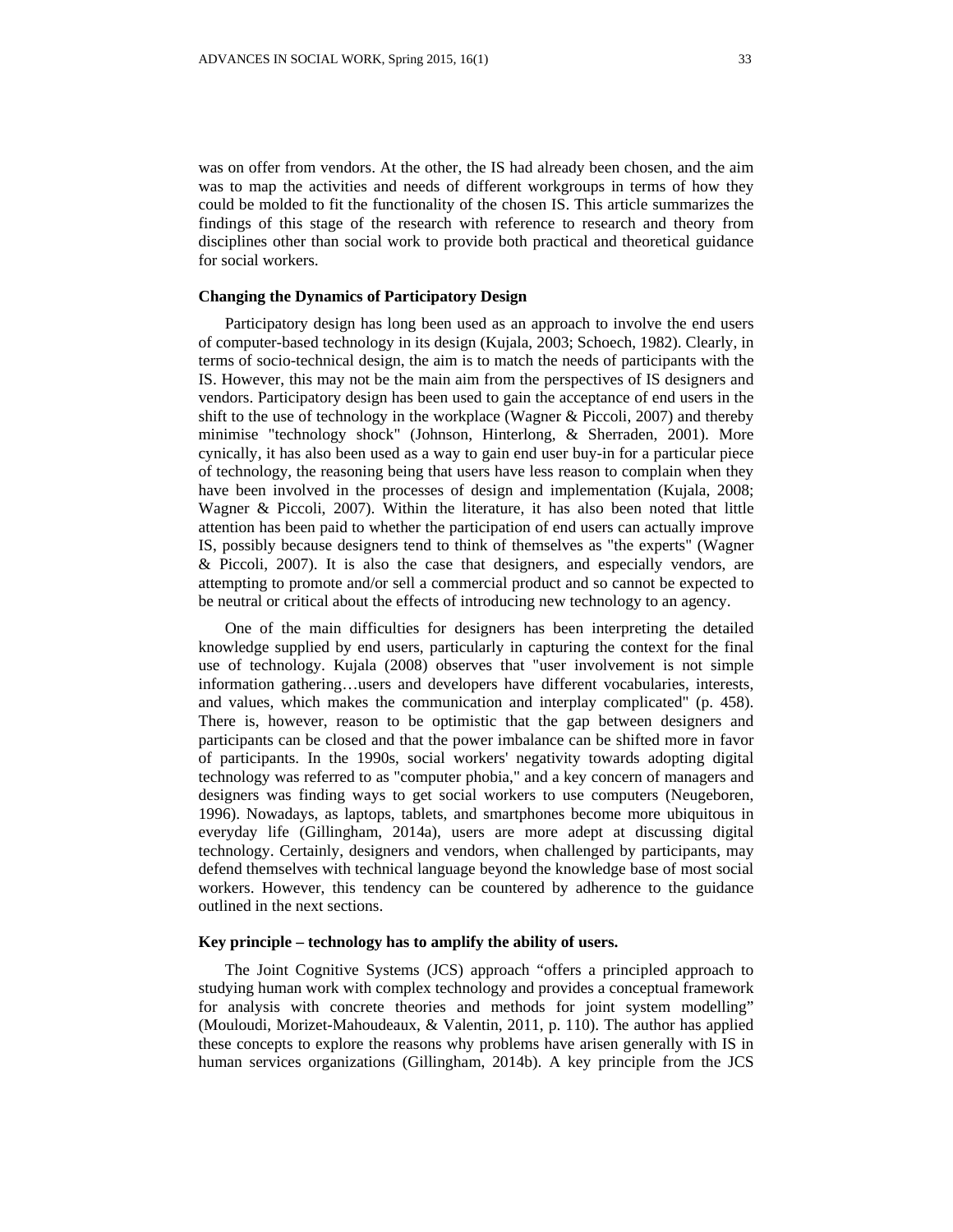was on offer from vendors. At the other, the IS had already been chosen, and the aim was to map the activities and needs of different workgroups in terms of how they could be molded to fit the functionality of the chosen IS. This article summarizes the findings of this stage of the research with reference to research and theory from disciplines other than social work to provide both practical and theoretical guidance for social workers.

## Changing the Dynamics of Participatory Design

Participatory design has long been used as an approach to involve the end users of computer-based technology in its design (Kujala, 2003; Schoech, 1982). Clearly, in terms of socio-technical design, the aim is to match the needs of participants with the IS. However, this may not be the main aim from the perspectives of IS designers and vendors. Participatory design has been used to gain the acceptance of end users in the shift to the use of technology in the workplace (Wagner & Piccoli, 2007) and thereby minimise "technology shock" (Johnson, Hinterlong, & Sherraden, 2001). More cynically, it has also been used as a way to gain end user buy-in for a particular piece of technology, the reasoning being that users have less reason to complain when they have been involved in the processes of design and implementation (Kujala, 2008; Wagner & Piccoli, 2007). Within the literature, it has also been noted that little attention has been paid to whether the participation of end users can actually improve IS, possibly because designers tend to think of themselves as "the experts" (Wagner & Piccoli, 2007). It is also the case that designers, and especially vendors, are attempting to promote and/or sell a commercial product and so cannot be expected to be neutral or critical about the effects of introducing new technology to an agency.

One of the main difficulties for designers has been interpreting the detailed knowledge supplied by end users, particularly in capturing the context for the final use of technology. Kujala (2008) observes that "user involvement is not simple information gathering…users and developers have different vocabularies, interests, and values, which makes the communication and interplay complicated" (p. 458). There is, however, reason to be optimistic that the gap between designers and participants can be closed and that the power imbalance can be shifted more in favor of participants. In the 1990s, social workers' negativity towards adopting digital technology was referred to as "computer phobia," and a key concern of managers and designers was finding ways to get social workers to use computers (Neugeboren, 1996). Nowadays, as laptops, tablets, and smartphones become more ubiquitous in everyday life (Gillingham, 2014a), users are more adept at discussing digital technology. Certainly, designers and vendors, when challenged by participants, may defend themselves with technical language beyond the knowledge base of most social workers. However, this tendency can be countered by adherence to the guidance outlined in the next sections.

### Key principle – technology has to amplify the ability of users.

The Joint Cognitive Systems (JCS) approach "offers a principled approach to studying human work with complex technology and provides a conceptual framework for analysis with concrete theories and methods for joint system modelling" (Mouloudi, Morizet-Mahoudeaux, & Valentin, 2011, p. 110). The author has applied these concepts to explore the reasons why problems have arisen generally with IS in human services organizations (Gillingham, 2014b). A key principle from the JCS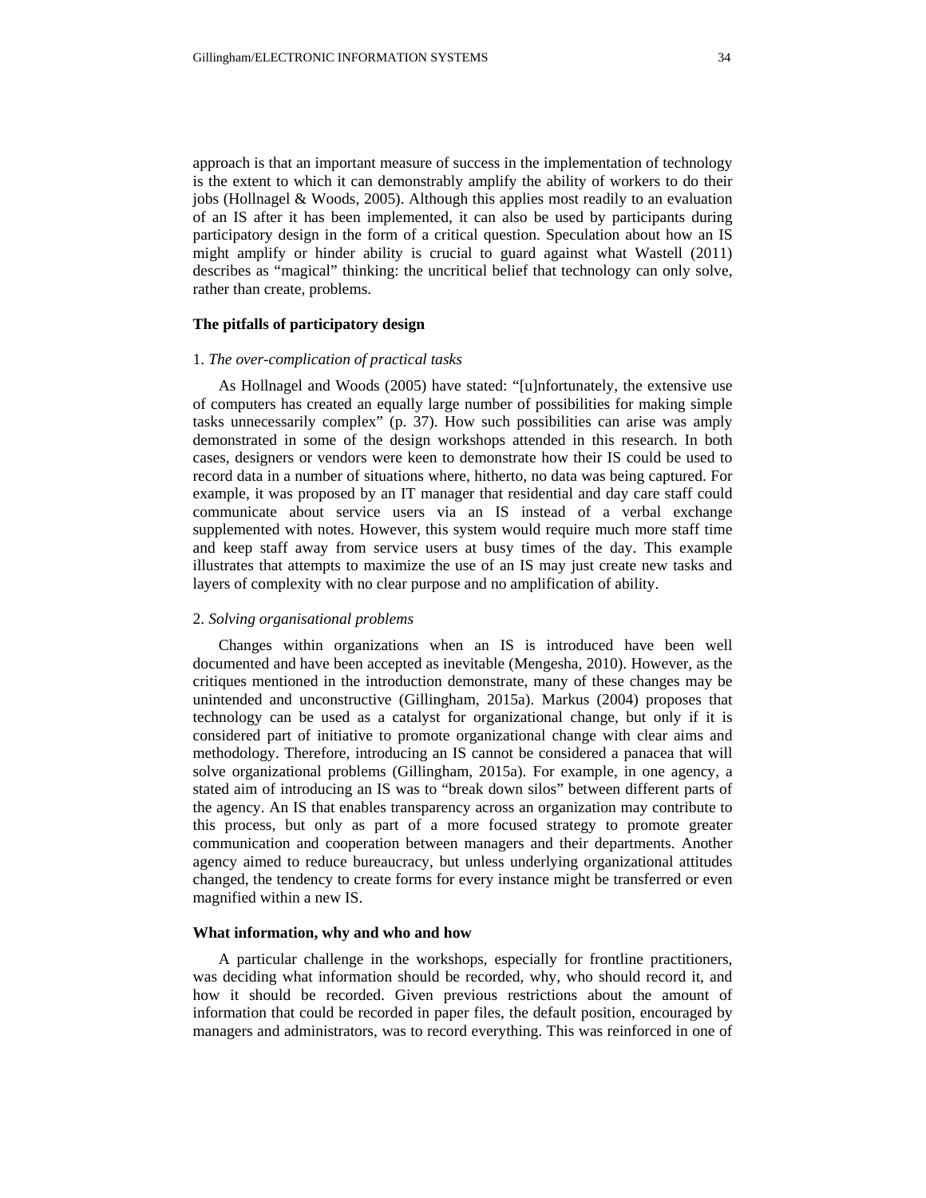approach is that an important measure of success in the implementation of technology is the extent to which it can demonstrably amplify the ability of workers to do their jobs (Hollnagel & Woods, 2005). Although this applies most readily to an evaluation of an IS after it has been implemented, it can also be used by participants during participatory design in the form of a critical question. Speculation about how an IS might amplify or hinder ability is crucial to guard against what Wastell (2011) describes as "magical" thinking: the uncritical belief that technology can only solve, rather than create, problems.

### The pitfalls of participatory design

1. *The over-complication of practical tasks*

As Hollnagel and Woods (2005) have stated: "[u]nfortunately, the extensive use of computers has created an equally large number of possibilities for making simple tasks unnecessarily complex" (p. 37). How such possibilities can arise was amply demonstrated in some of the design workshops attended in this research. In both cases, designers or vendors were keen to demonstrate how their IS could be used to record data in a number of situations where, hitherto, no data was being captured. For example, it was proposed by an IT manager that residential and day care staff could communicate about service users via an IS instead of a verbal exchange supplemented with notes. However, this system would require much more staff time and keep staff away from service users at busy times of the day. This example illustrates that attempts to maximize the use of an IS may just create new tasks and layers of complexity with no clear purpose and no amplification of ability.

2. *Solving organisational problems*

Changes within organizations when an IS is introduced have been well documented and have been accepted as inevitable (Mengesha, 2010). However, as the critiques mentioned in the introduction demonstrate, many of these changes may be unintended and unconstructive (Gillingham, 2015a). Markus (2004) proposes that technology can be used as a catalyst for organizational change, but only if it is considered part of initiative to promote organizational change with clear aims and methodology. Therefore, introducing an IS cannot be considered a panacea that will solve organizational problems (Gillingham, 2015a). For example, in one agency, a stated aim of introducing an IS was to "break down silos" between different parts of the agency. An IS that enables transparency across an organization may contribute to this process, but only as part of a more focused strategy to promote greater communication and cooperation between managers and their departments. Another agency aimed to reduce bureaucracy, but unless underlying organizational attitudes changed, the tendency to create forms for every instance might be transferred or even magnified within a new IS.

### What information, why and who and how

A particular challenge in the workshops, especially for frontline practitioners, was deciding what information should be recorded, why, who should record it, and how it should be recorded. Given previous restrictions about the amount of information that could be recorded in paper files, the default position, encouraged by managers and administrators, was to record everything. This was reinforced in one of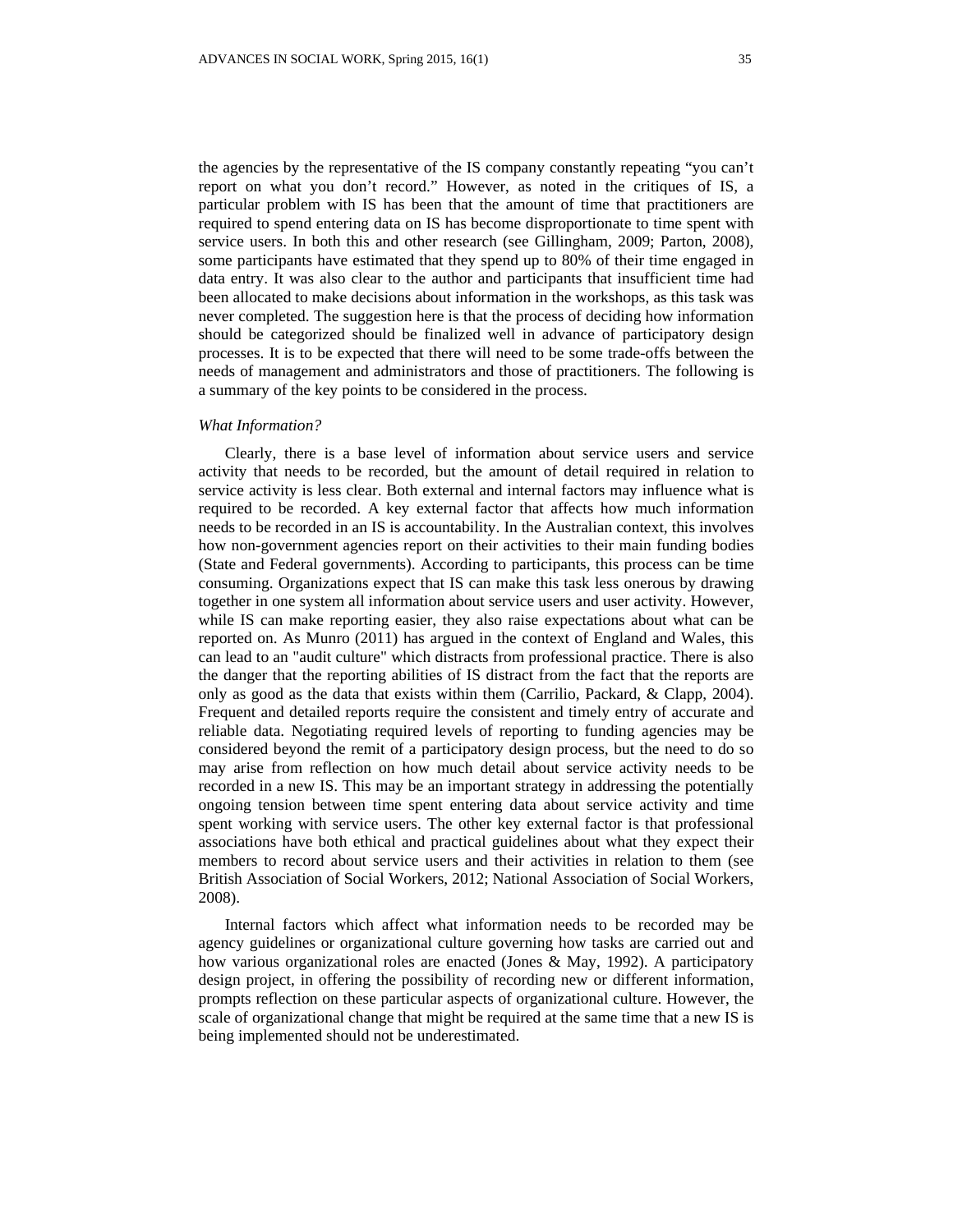the agencies by the representative of the IS company constantly repeating "you can't report on what you don't record." However, as noted in the critiques of IS, a particular problem with IS has been that the amount of time that practitioners are required to spend entering data on IS has become disproportionate to time spent with service users. In both this and other research (see Gillingham, 2009; Parton, 2008), some participants have estimated that they spend up to 80% of their time engaged in data entry. It was also clear to the author and participants that insufficient time had been allocated to make decisions about information in the workshops, as this task was never completed. The suggestion here is that the process of deciding how information should be categorized should be finalized well in advance of participatory design processes. It is to be expected that there will need to be some trade-offs between the needs of management and administrators and those of practitioners. The following is a summary of the key points to be considered in the process.

*What Information?*

Clearly, there is a base level of information about service users and service activity that needs to be recorded, but the amount of detail required in relation to service activity is less clear. Both external and internal factors may influence what is required to be recorded. A key external factor that affects how much information needs to be recorded in an IS is accountability. In the Australian context, this involves how non-government agencies report on their activities to their main funding bodies (State and Federal governments). According to participants, this process can be time consuming. Organizations expect that IS can make this task less onerous by drawing together in one system all information about service users and user activity. However, while IS can make reporting easier, they also raise expectations about what can be reported on. As Munro (2011) has argued in the context of England and Wales, this can lead to an "audit culture" which distracts from professional practice. There is also the danger that the reporting abilities of IS distract from the fact that the reports are only as good as the data that exists within them (Carrilio, Packard, & Clapp, 2004). Frequent and detailed reports require the consistent and timely entry of accurate and reliable data. Negotiating required levels of reporting to funding agencies may be considered beyond the remit of a participatory design process, but the need to do so may arise from reflection on how much detail about service activity needs to be recorded in a new IS. This may be an important strategy in addressing the potentially ongoing tension between time spent entering data about service activity and time spent working with service users. The other key external factor is that professional associations have both ethical and practical guidelines about what they expect their members to record about service users and their activities in relation to them (see British Association of Social Workers, 2012; National Association of Social Workers, 2008).

Internal factors which affect what information needs to be recorded may be agency guidelines or organizational culture governing how tasks are carried out and how various organizational roles are enacted (Jones & May, 1992). A participatory design project, in offering the possibility of recording new or different information, prompts reflection on these particular aspects of organizational culture. However, the scale of organizational change that might be required at the same time that a new IS is being implemented should not be underestimated.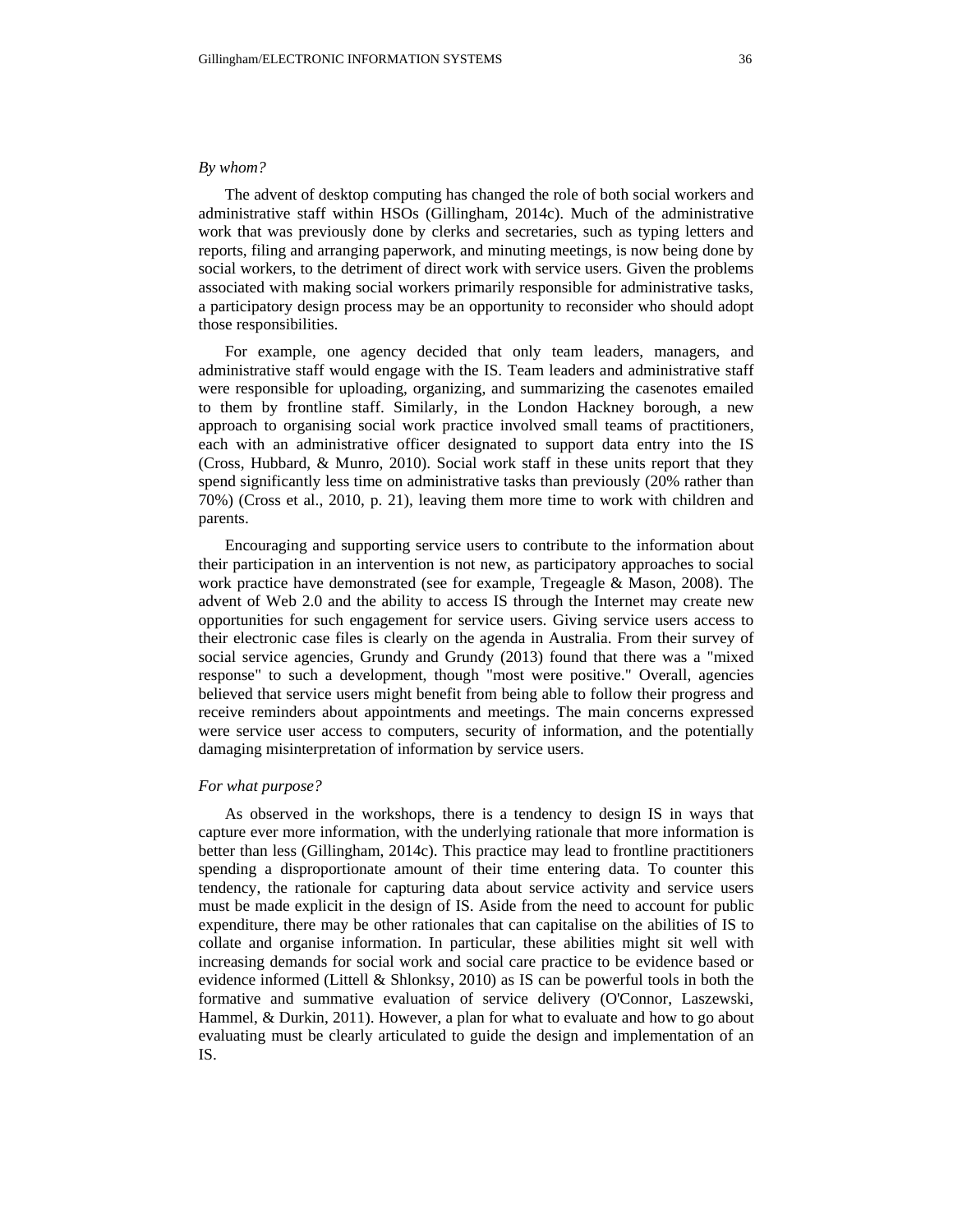*By whom?*

The advent of desktop computing has changed the role of both social workers and administrative staff within HSOs (Gillingham, 2014c). Much of the administrative work that was previously done by clerks and secretaries, such as typing letters and reports, filing and arranging paperwork, and minuting meetings, is now being done by social workers, to the detriment of direct work with service users. Given the problems associated with making social workers primarily responsible for administrative tasks, a participatory design process may be an opportunity to reconsider who should adopt those responsibilities.

For example, one agency decided that only team leaders, managers, and administrative staff would engage with the IS. Team leaders and administrative staff were responsible for uploading, organizing, and summarizing the casenotes emailed to them by frontline staff. Similarly, in the London Hackney borough, a new approach to organising social work practice involved small teams of practitioners, each with an administrative officer designated to support data entry into the IS (Cross, Hubbard, & Munro, 2010). Social work staff in these units report that they spend significantly less time on administrative tasks than previously (20% rather than 70%) (Cross et al., 2010, p. 21), leaving them more time to work with children and parents.

Encouraging and supporting service users to contribute to the information about their participation in an intervention is not new, as participatory approaches to social work practice have demonstrated (see for example, Tregeagle & Mason, 2008). The advent of Web 2.0 and the ability to access IS through the Internet may create new opportunities for such engagement for service users. Giving service users access to their electronic case files is clearly on the agenda in Australia. From their survey of social service agencies, Grundy and Grundy (2013) found that there was a "mixed response" to such a development, though "most were positive." Overall, agencies believed that service users might benefit from being able to follow their progress and receive reminders about appointments and meetings. The main concerns expressed were service user access to computers, security of information, and the potentially damaging misinterpretation of information by service users.

*For what purpose?*

As observed in the workshops, there is a tendency to design IS in ways that capture ever more information, with the underlying rationale that more information is better than less (Gillingham, 2014c). This practice may lead to frontline practitioners spending a disproportionate amount of their time entering data. To counter this tendency, the rationale for capturing data about service activity and service users must be made explicit in the design of IS. Aside from the need to account for public expenditure, there may be other rationales that can capitalise on the abilities of IS to collate and organise information. In particular, these abilities might sit well with increasing demands for social work and social care practice to be evidence based or evidence informed (Littell & Shlonksy, 2010) as IS can be powerful tools in both the formative and summative evaluation of service delivery (O'Connor, Laszewski, Hammel, & Durkin, 2011). However, a plan for what to evaluate and how to go about evaluating must be clearly articulated to guide the design and implementation of an IS.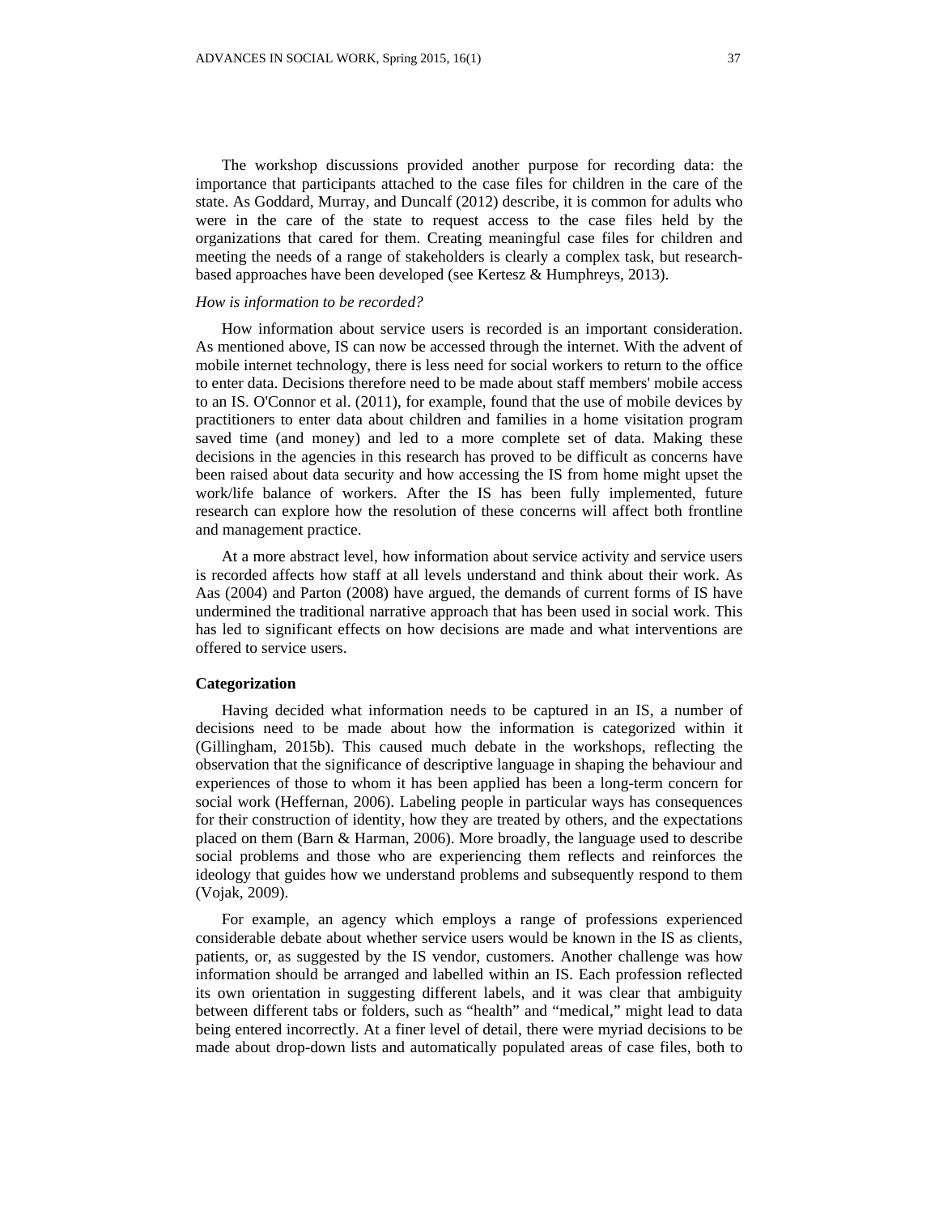The workshop discussions provided another purpose for recording data: the importance that participants attached to the case files for children in the care of the state. As Goddard, Murray, and Duncalf (2012) describe, it is common for adults who were in the care of the state to request access to the case files held by the organizations that cared for them. Creating meaningful case files for children and meeting the needs of a range of stakeholders is clearly a complex task, but research-based approaches have been developed (see Kertesz & Humphreys, 2013).

*How is information to be recorded?*

How information about service users is recorded is an important consideration. As mentioned above, IS can now be accessed through the internet. With the advent of mobile internet technology, there is less need for social workers to return to the office to enter data. Decisions therefore need to be made about staff members' mobile access to an IS. O'Connor et al. (2011), for example, found that the use of mobile devices by practitioners to enter data about children and families in a home visitation program saved time (and money) and led to a more complete set of data. Making these decisions in the agencies in this research has proved to be difficult as concerns have been raised about data security and how accessing the IS from home might upset the work/life balance of workers. After the IS has been fully implemented, future research can explore how the resolution of these concerns will affect both frontline and management practice.

At a more abstract level, how information about service activity and service users is recorded affects how staff at all levels understand and think about their work. As Aas (2004) and Parton (2008) have argued, the demands of current forms of IS have undermined the traditional narrative approach that has been used in social work. This has led to significant effects on how decisions are made and what interventions are offered to service users.

**Categorization**

Having decided what information needs to be captured in an IS, a number of decisions need to be made about how the information is categorized within it (Gillingham, 2015b). This caused much debate in the workshops, reflecting the observation that the significance of descriptive language in shaping the behaviour and experiences of those to whom it has been applied has been a long-term concern for social work (Heffernan, 2006). Labeling people in particular ways has consequences for their construction of identity, how they are treated by others, and the expectations placed on them (Barn & Harman, 2006). More broadly, the language used to describe social problems and those who are experiencing them reflects and reinforces the ideology that guides how we understand problems and subsequently respond to them (Vojak, 2009).

For example, an agency which employs a range of professions experienced considerable debate about whether service users would be known in the IS as clients, patients, or, as suggested by the IS vendor, customers. Another challenge was how information should be arranged and labelled within an IS. Each profession reflected its own orientation in suggesting different labels, and it was clear that ambiguity between different tabs or folders, such as "health" and "medical," might lead to data being entered incorrectly. At a finer level of detail, there were myriad decisions to be made about drop-down lists and automatically populated areas of case files, both to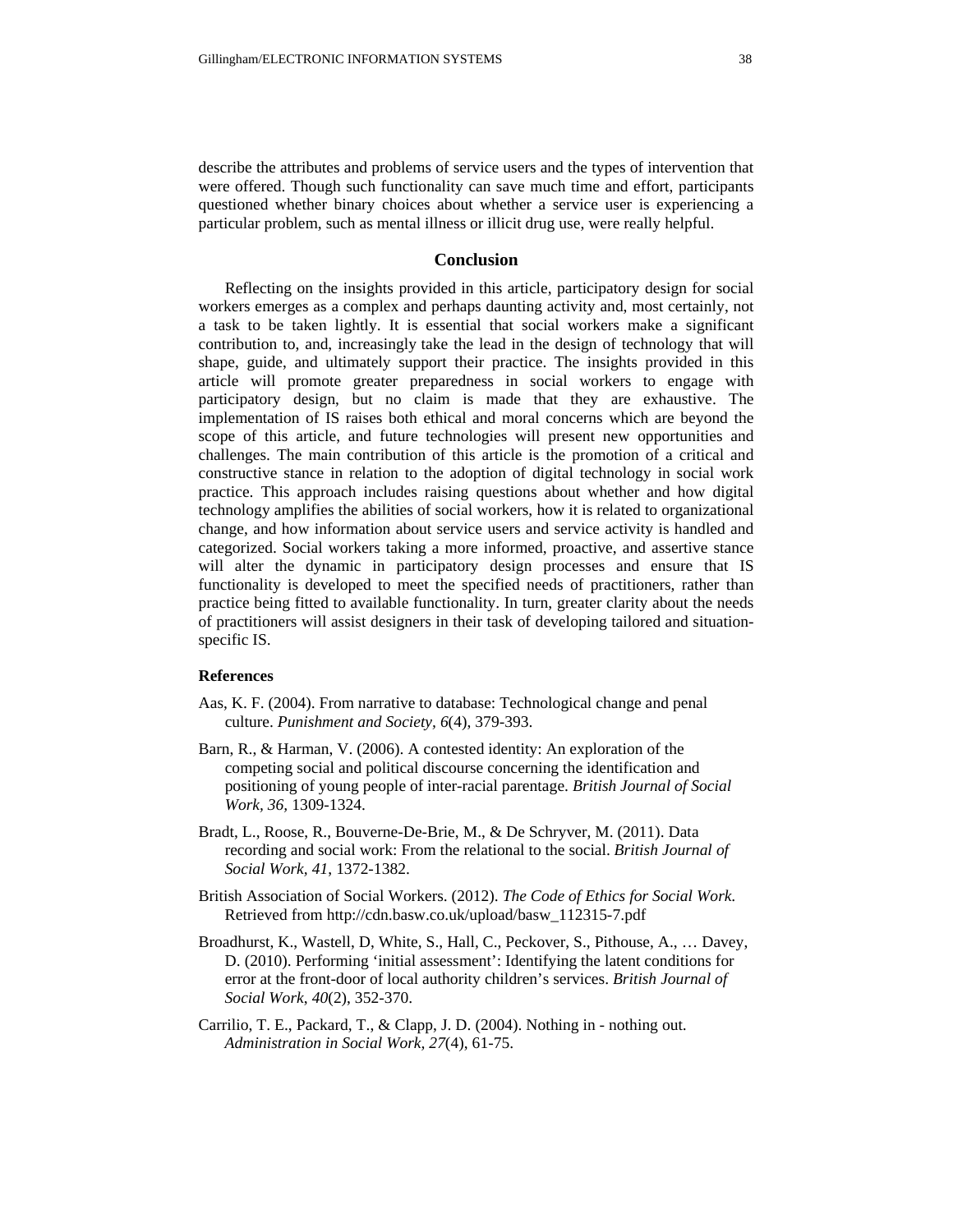describe the attributes and problems of service users and the types of intervention that were offered. Though such functionality can save much time and effort, participants questioned whether binary choices about whether a service user is experiencing a particular problem, such as mental illness or illicit drug use, were really helpful.

## Conclusion

Reflecting on the insights provided in this article, participatory design for social workers emerges as a complex and perhaps daunting activity and, most certainly, not a task to be taken lightly. It is essential that social workers make a significant contribution to, and, increasingly take the lead in the design of technology that will shape, guide, and ultimately support their practice. The insights provided in this article will promote greater preparedness in social workers to engage with participatory design, but no claim is made that they are exhaustive. The implementation of IS raises both ethical and moral concerns which are beyond the scope of this article, and future technologies will present new opportunities and challenges. The main contribution of this article is the promotion of a critical and constructive stance in relation to the adoption of digital technology in social work practice. This approach includes raising questions about whether and how digital technology amplifies the abilities of social workers, how it is related to organizational change, and how information about service users and service activity is handled and categorized. Social workers taking a more informed, proactive, and assertive stance will alter the dynamic in participatory design processes and ensure that IS functionality is developed to meet the specified needs of practitioners, rather than practice being fitted to available functionality. In turn, greater clarity about the needs of practitioners will assist designers in their task of developing tailored and situation-specific IS.

### References

Aas, K. F. (2004). From narrative to database: Technological change and penal culture. *Punishment and Society*, *6*(4), 379-393.

Barn, R., & Harman, V. (2006). A contested identity: An exploration of the competing social and political discourse concerning the identification and positioning of young people of inter-racial parentage. *British Journal of Social Work*, *36*, 1309-1324.

Bradt, L., Roose, R., Bouverne-De-Brie, M., & De Schryver, M. (2011). Data recording and social work: From the relational to the social. *British Journal of Social Work*, *41*, 1372-1382.

British Association of Social Workers. (2012). *The Code of Ethics for Social Work*. Retrieved from http://cdn.basw.co.uk/upload/basw_112315-7.pdf

Broadhurst, K., Wastell, D, White, S., Hall, C., Peckover, S., Pithouse, A., … Davey, D. (2010). Performing 'initial assessment': Identifying the latent conditions for error at the front-door of local authority children's services. *British Journal of Social Work*, *40*(2), 352-370.

Carrilio, T. E., Packard, T., & Clapp, J. D. (2004). Nothing in - nothing out. *Administration in Social Work*, *27*(4), 61-75.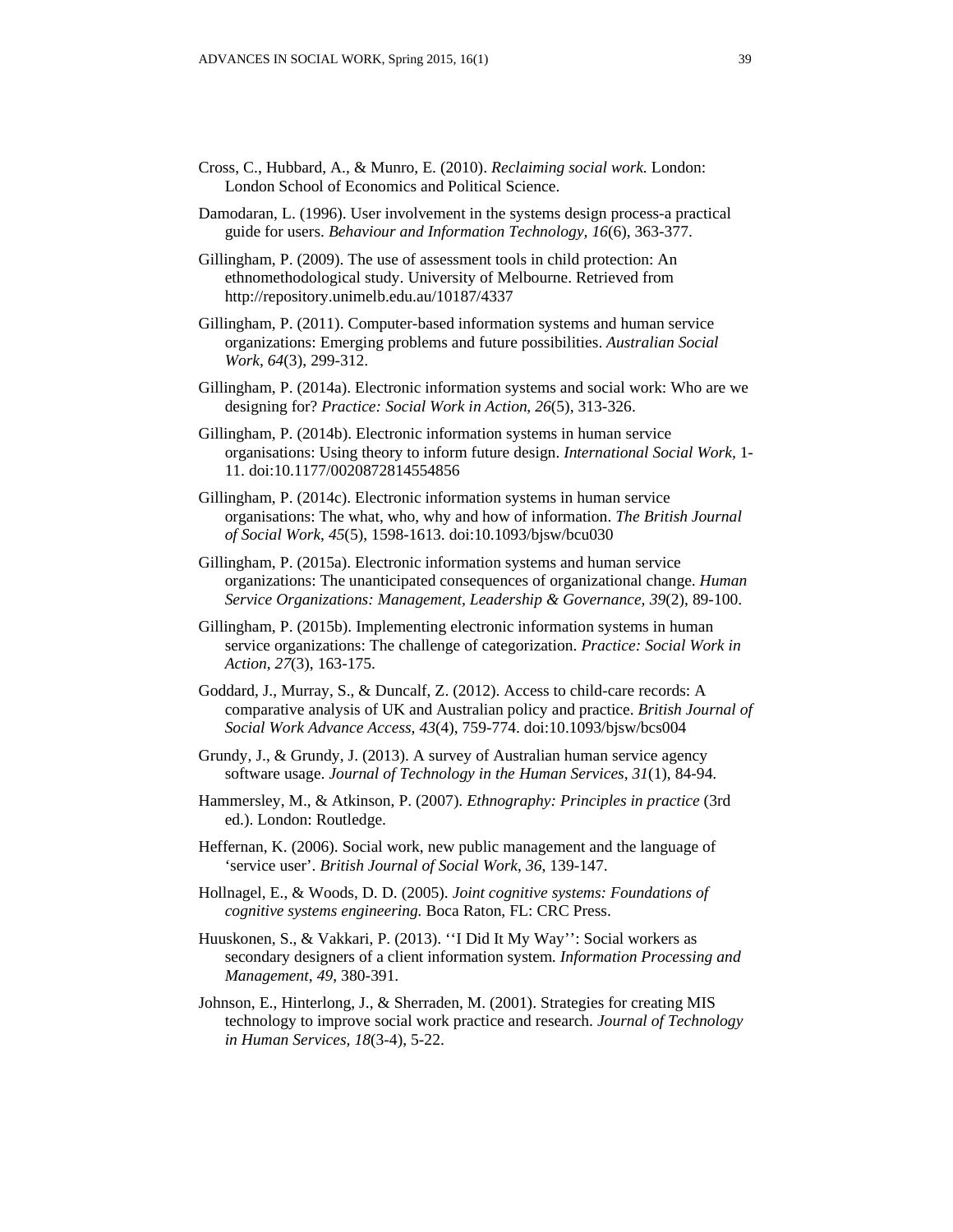Cross, C., Hubbard, A., & Munro, E. (2010). *Reclaiming social work.* London: London School of Economics and Political Science.

Damodaran, L. (1996). User involvement in the systems design process-a practical guide for users. *Behaviour and Information Technology, 16*(6), 363-377.

Gillingham, P. (2009). The use of assessment tools in child protection: An ethnomethodological study. University of Melbourne. Retrieved from http://repository.unimelb.edu.au/10187/4337

Gillingham, P. (2011). Computer-based information systems and human service organizations: Emerging problems and future possibilities. *Australian Social Work, 64*(3), 299-312.

Gillingham, P. (2014a). Electronic information systems and social work: Who are we designing for? *Practice: Social Work in Action*, *26*(5), 313-326.

Gillingham, P. (2014b). Electronic information systems in human service organisations: Using theory to inform future design. *International Social Work,* 1-11. doi:10.1177/0020872814554856

Gillingham, P. (2014c). Electronic information systems in human service organisations: The what, who, why and how of information. *The British Journal of Social Work*, *45*(5), 1598-1613. doi:10.1093/bjsw/bcu030

Gillingham, P. (2015a). Electronic information systems and human service organizations: The unanticipated consequences of organizational change. *Human Service Organizations: Management, Leadership & Governance, 39*(2), 89-100.

Gillingham, P. (2015b). Implementing electronic information systems in human service organizations: The challenge of categorization. *Practice: Social Work in Action*, *27*(3), 163-175.

Goddard, J., Murray, S., & Duncalf, Z. (2012). Access to child-care records: A comparative analysis of UK and Australian policy and practice. *British Journal of Social Work Advance Access, 43*(4), 759-774. doi:10.1093/bjsw/bcs004

Grundy, J., & Grundy, J. (2013). A survey of Australian human service agency software usage. *Journal of Technology in the Human Services*, *31*(1), 84-94.

Hammersley, M., & Atkinson, P. (2007). *Ethnography: Principles in practice* (3rd ed.). London: Routledge.

Heffernan, K. (2006). Social work, new public management and the language of 'service user'. *British Journal of Social Work*, *36*, 139-147.

Hollnagel, E., & Woods, D. D. (2005). *Joint cognitive systems: Foundations of cognitive systems engineering.* Boca Raton, FL: CRC Press.

Huuskonen, S., & Vakkari, P. (2013). ''I Did It My Way'': Social workers as secondary designers of a client information system*. Information Processing and Management*, *49,* 380-391.

Johnson, E., Hinterlong, J., & Sherraden, M. (2001). Strategies for creating MIS technology to improve social work practice and research. *Journal of Technology in Human Services, 18*(3-4), 5-22.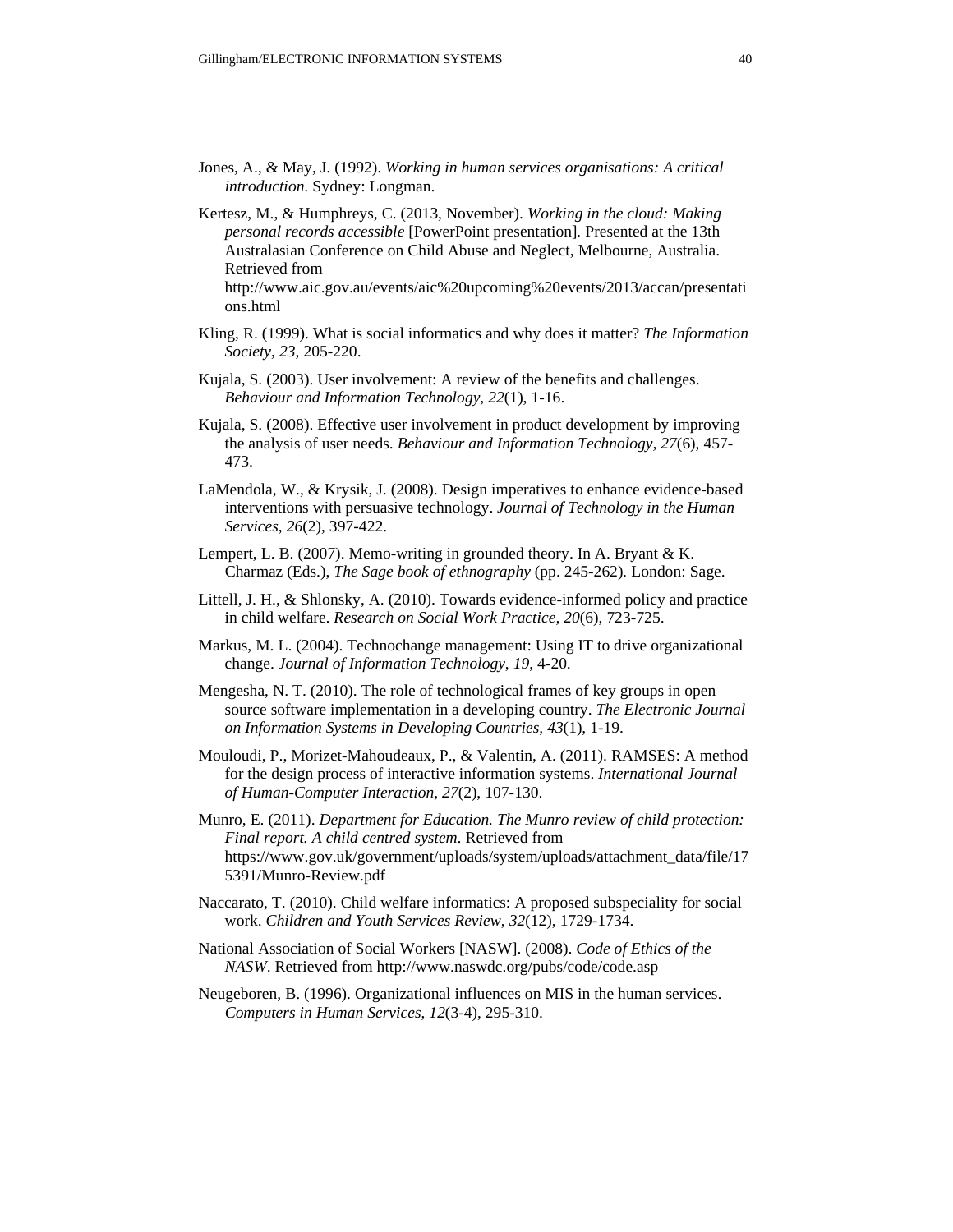Jones, A., & May, J. (1992). *Working in human services organisations: A critical introduction*. Sydney: Longman.

Kertesz, M., & Humphreys, C. (2013, November). *Working in the cloud: Making personal records accessible* [PowerPoint presentation]. Presented at the 13th Australasian Conference on Child Abuse and Neglect, Melbourne, Australia. Retrieved from http://www.aic.gov.au/events/aic%20upcoming%20events/2013/accan/presentations.html

Kling, R. (1999). What is social informatics and why does it matter? *The Information Society*, *23*, 205-220.

Kujala, S. (2003). User involvement: A review of the benefits and challenges. *Behaviour and Information Technology, 22*(1), 1-16.

Kujala, S. (2008). Effective user involvement in product development by improving the analysis of user needs. *Behaviour and Information Technology, 27*(6), 457-473.

LaMendola, W., & Krysik, J. (2008). Design imperatives to enhance evidence-based interventions with persuasive technology. *Journal of Technology in the Human Services, 26*(2), 397-422.

Lempert, L. B. (2007). Memo-writing in grounded theory. In A. Bryant & K. Charmaz (Eds.), *The Sage book of ethnography* (pp. 245-262). London: Sage.

Littell, J. H., & Shlonsky, A. (2010). Towards evidence-informed policy and practice in child welfare. *Research on Social Work Practice, 20*(6), 723-725.

Markus, M. L. (2004). Technochange management: Using IT to drive organizational change. *Journal of Information Technology*, *19*, 4-20.

Mengesha, N. T. (2010). The role of technological frames of key groups in open source software implementation in a developing country. *The Electronic Journal on Information Systems in Developing Countries, 43*(1), 1-19.

Mouloudi, P., Morizet-Mahoudeaux, P., & Valentin, A. (2011). RAMSES: A method for the design process of interactive information systems. *International Journal of Human-Computer Interaction*, *27*(2), 107-130.

Munro, E. (2011). *Department for Education. The Munro review of child protection: Final report. A child centred system*. Retrieved from https://www.gov.uk/government/uploads/system/uploads/attachment_data/file/175391/Munro-Review.pdf

Naccarato, T. (2010). Child welfare informatics: A proposed subspeciality for social work. *Children and Youth Services Review*, *32*(12), 1729-1734.

National Association of Social Workers [NASW]. (2008). *Code of Ethics of the NASW*. Retrieved from http://www.naswdc.org/pubs/code/code.asp

Neugeboren, B. (1996). Organizational influences on MIS in the human services. *Computers in Human Services*, *12*(3-4), 295-310.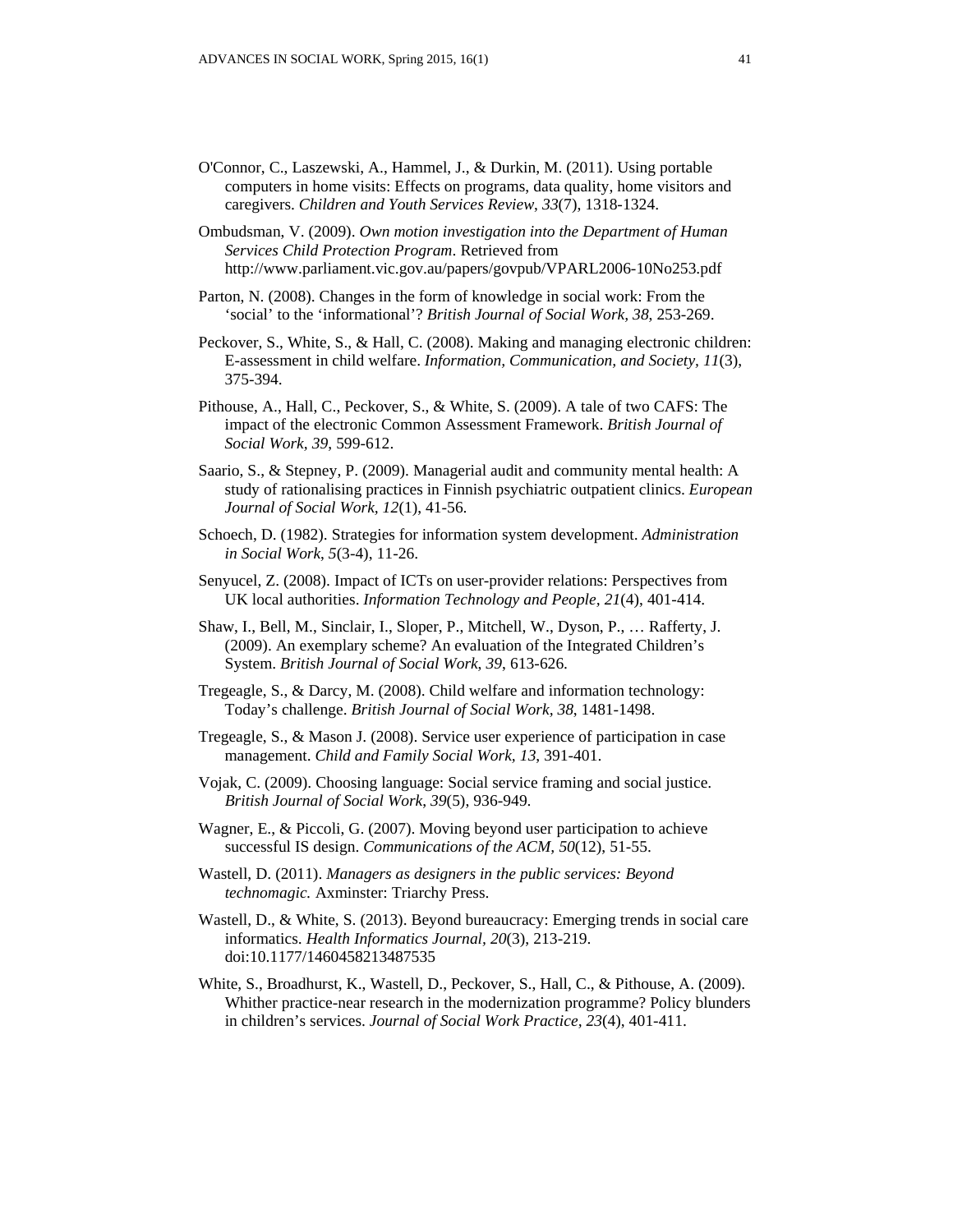O'Connor, C., Laszewski, A., Hammel, J., & Durkin, M. (2011). Using portable computers in home visits: Effects on programs, data quality, home visitors and caregivers. *Children and Youth Services Review*, *33*(7), 1318-1324.

Ombudsman, V. (2009). *Own motion investigation into the Department of Human Services Child Protection Program*. Retrieved from http://www.parliament.vic.gov.au/papers/govpub/VPARL2006-10No253.pdf

Parton, N. (2008). Changes in the form of knowledge in social work: From the 'social' to the 'informational'? *British Journal of Social Work, 38*, 253-269.

Peckover, S., White, S., & Hall, C. (2008). Making and managing electronic children: E-assessment in child welfare. *Information, Communication, and Society, 11*(3), 375-394.

Pithouse, A., Hall, C., Peckover, S., & White, S. (2009). A tale of two CAFS: The impact of the electronic Common Assessment Framework. *British Journal of Social Work, 39*, 599-612.

Saario, S., & Stepney, P. (2009). Managerial audit and community mental health: A study of rationalising practices in Finnish psychiatric outpatient clinics. *European Journal of Social Work*, *12*(1), 41-56.

Schoech, D. (1982). Strategies for information system development. *Administration in Social Work*, *5*(3-4), 11-26.

Senyucel, Z. (2008). Impact of ICTs on user-provider relations: Perspectives from UK local authorities. *Information Technology and People*, *21*(4), 401-414.

Shaw, I., Bell, M., Sinclair, I., Sloper, P., Mitchell, W., Dyson, P., … Rafferty, J. (2009). An exemplary scheme? An evaluation of the Integrated Children's System. *British Journal of Social Work*, *39*, 613-626.

Tregeagle, S., & Darcy, M. (2008). Child welfare and information technology: Today's challenge. *British Journal of Social Work*, *38*, 1481-1498.

Tregeagle, S., & Mason J. (2008). Service user experience of participation in case management. *Child and Family Social Work, 13*, 391-401.

Vojak, C. (2009). Choosing language: Social service framing and social justice. *British Journal of Social Work*, *39*(5), 936-949.

Wagner, E., & Piccoli, G. (2007). Moving beyond user participation to achieve successful IS design. *Communications of the ACM, 50*(12), 51-55.

Wastell, D. (2011). *Managers as designers in the public services: Beyond technomagic.* Axminster: Triarchy Press.

Wastell, D., & White, S. (2013). Beyond bureaucracy: Emerging trends in social care informatics. *Health Informatics Journal*, *20*(3), 213-219. doi:10.1177/1460458213487535

White, S., Broadhurst, K., Wastell, D., Peckover, S., Hall, C., & Pithouse, A. (2009). Whither practice-near research in the modernization programme? Policy blunders in children's services. *Journal of Social Work Practice, 23*(4), 401-411.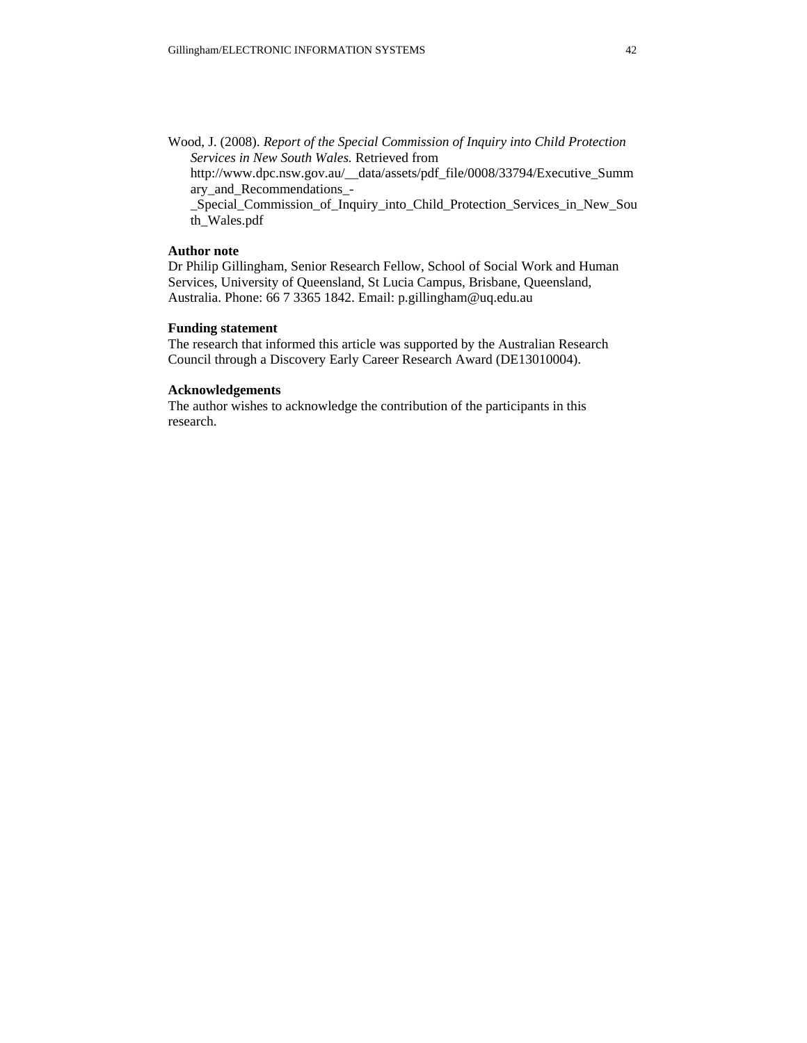Wood, J. (2008). *Report of the Special Commission of Inquiry into Child Protection Services in New South Wales.* Retrieved from http://www.dpc.nsw.gov.au/__data/assets/pdf_file/0008/33794/Executive_Summary_and_Recommendations_-_Special_Commission_of_Inquiry_into_Child_Protection_Services_in_New_South_Wales.pdf

**Author note**

Dr Philip Gillingham, Senior Research Fellow, School of Social Work and Human Services, University of Queensland, St Lucia Campus, Brisbane, Queensland, Australia. Phone: 66 7 3365 1842. Email: p.gillingham@uq.edu.au

**Funding statement**

The research that informed this article was supported by the Australian Research Council through a Discovery Early Career Research Award (DE13010004).

**Acknowledgements**

The author wishes to acknowledge the contribution of the participants in this research.